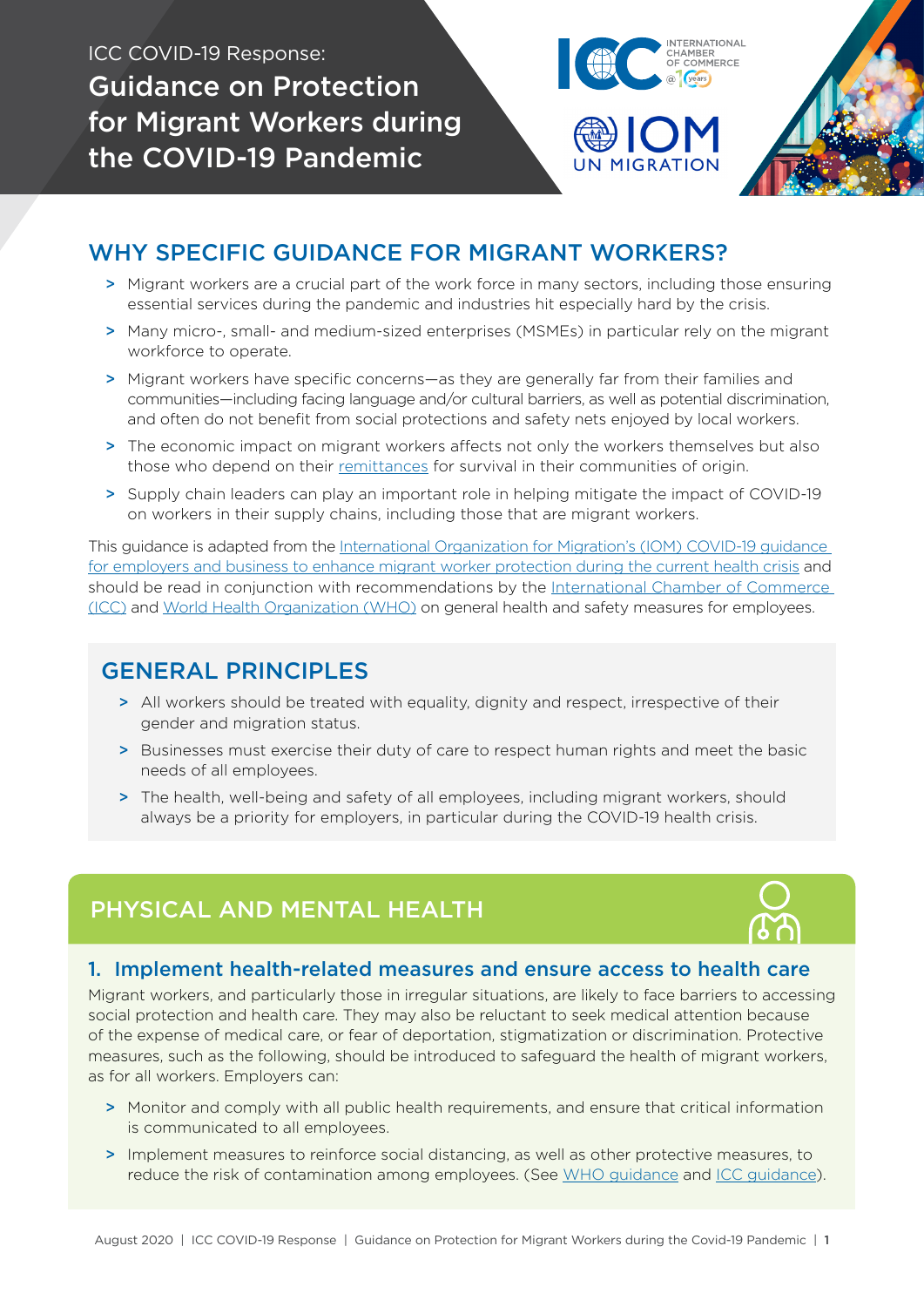ICC COVID-19 Response:

# Guidance on Protection for Migrant Workers during the COVID-19 Pandemic

## WHY SPECIFIC GUIDANCE FOR MIGRANT WORKERS?

- Migrant workers are a crucial part of the work force in many sectors, including those ensuring essential services during the pandemic and industries hit especially hard by the crisis.
- Many micro-, small- and medium-sized enterprises (MSMEs) in particular rely on the migrant workforce to operate.
- Migrant workers have specific concerns—as they are generally far from their families and communities—including facing language and/or cultural barriers, as well as potential discrimination, and often do not benefit from social protections and safety nets enjoyed by local workers.
- The economic impact on migrant workers affects not only the workers themselves but also those who depend on their remittances for survival in their communities of origin.
- Supply chain leaders can play an important role in helping mitigate the impact of COVID-19 on workers in their supply chains, including those that are migrant workers.

This guidance is adapted from the International Organization for Migration's (IOM) COVID-19 guidance for employers and business to enhance migrant worker protection during the current health crisis and should be read in conjunction with recommendations by the International Chamber of Commerce (ICC) and World Health Organization (WHO) on general health and safety measures for employees.

## GENERAL PRINCIPLES

- All workers should be treated with equality, dignity and respect, irrespective of their gender and migration status.
- Businesses must exercise their duty of care to respect human rights and meet the basic needs of all employees.
- The health, well-being and safety of all employees, including migrant workers, should always be a priority for employers, in particular during the COVID-19 health crisis.

## PHYSICAL AND MENTAL HEALTH

### 1. Implement health-related measures and ensure access to health care

Migrant workers, and particularly those in irregular situations, are likely to face barriers to accessing social protection and health care. They may also be reluctant to seek medical attention because of the expense of medical care, or fear of deportation, stigmatization or discrimination. Protective measures, such as the following, should be introduced to safeguard the health of migrant workers, as for all workers. Employers can:

- Monitor and comply with all public health requirements, and ensure that critical information is communicated to all employees.
- Implement measures to reinforce social distancing, as well as other protective measures, to reduce the risk of contamination among employees. (See WHO guidance and ICC guidance).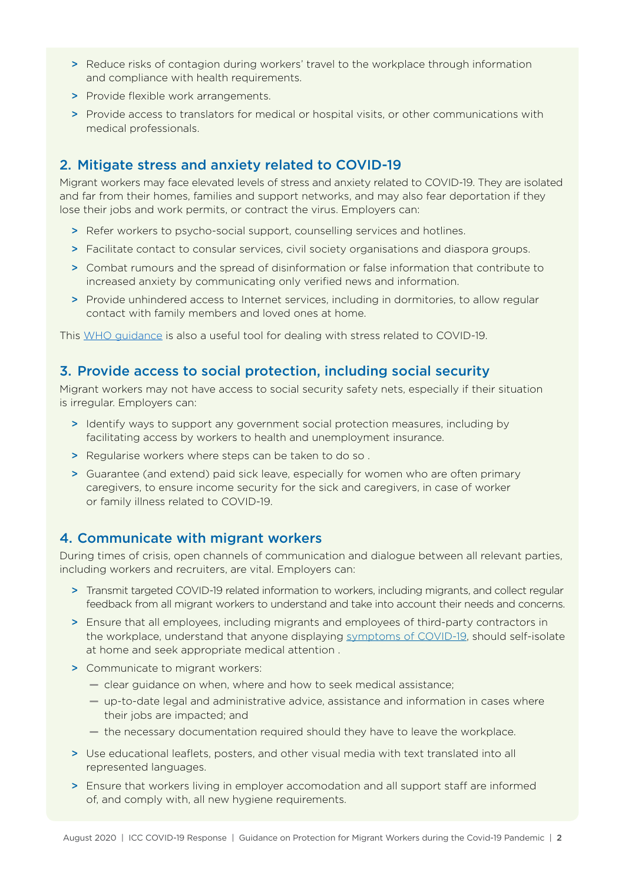- Reduce risks of contagion during workers' travel to the workplace through information and compliance with health requirements.
- Provide flexible work arrangements.
- Provide access to translators for medical or hospital visits, or other communications with medical professionals.

## 2. Mitigate stress and anxiety related to COVID-19

Migrant workers may face elevated levels of stress and anxiety related to COVID-19. They are isolated and far from their homes, families and support networks, and may also fear deportation if they lose their jobs and work permits, or contract the virus. Employers can:

- Refer workers to psycho-social support, counselling services and hotlines.
- Facilitate contact to consular services, civil society organisations and diaspora groups.
- Combat rumours and the spread of disinformation or false information that contribute to increased anxiety by communicating only verified news and information.
- Provide unhindered access to Internet services, including in dormitories, to allow regular contact with family members and loved ones at home.

This WHO guidance is also a useful tool for dealing with stress related to COVID-19.

## 3. Provide access to social protection, including social security

Migrant workers may not have access to social security safety nets, especially if their situation is irregular. Employers can:

- Identify ways to support any government social protection measures, including by facilitating access by workers to health and unemployment insurance.
- Regularise workers where steps can be taken to do so .
- Guarantee (and extend) paid sick leave, especially for women who are often primary caregivers, to ensure income security for the sick and caregivers, in case of worker or family illness related to COVID-19.

## 4. Communicate with migrant workers

During times of crisis, open channels of communication and dialogue between all relevant parties, including workers and recruiters, are vital. Employers can:

- Transmit targeted COVID-19 related information to workers, including migrants, and collect regular feedback from all migrant workers to understand and take into account their needs and concerns.
- Ensure that all employees, including migrants and employees of third-party contractors in the workplace, understand that anyone displaying symptoms of COVID-19, should self-isolate at home and seek appropriate medical attention .
- Communicate to migrant workers:
  - clear guidance on when, where and how to seek medical assistance;
  - up-to-date legal and administrative advice, assistance and information in cases where their jobs are impacted; and
  - the necessary documentation required should they have to leave the workplace.
- Use educational leaflets, posters, and other visual media with text translated into all represented languages.
- Ensure that workers living in employer accomodation and all support staff are informed of, and comply with, all new hygiene requirements.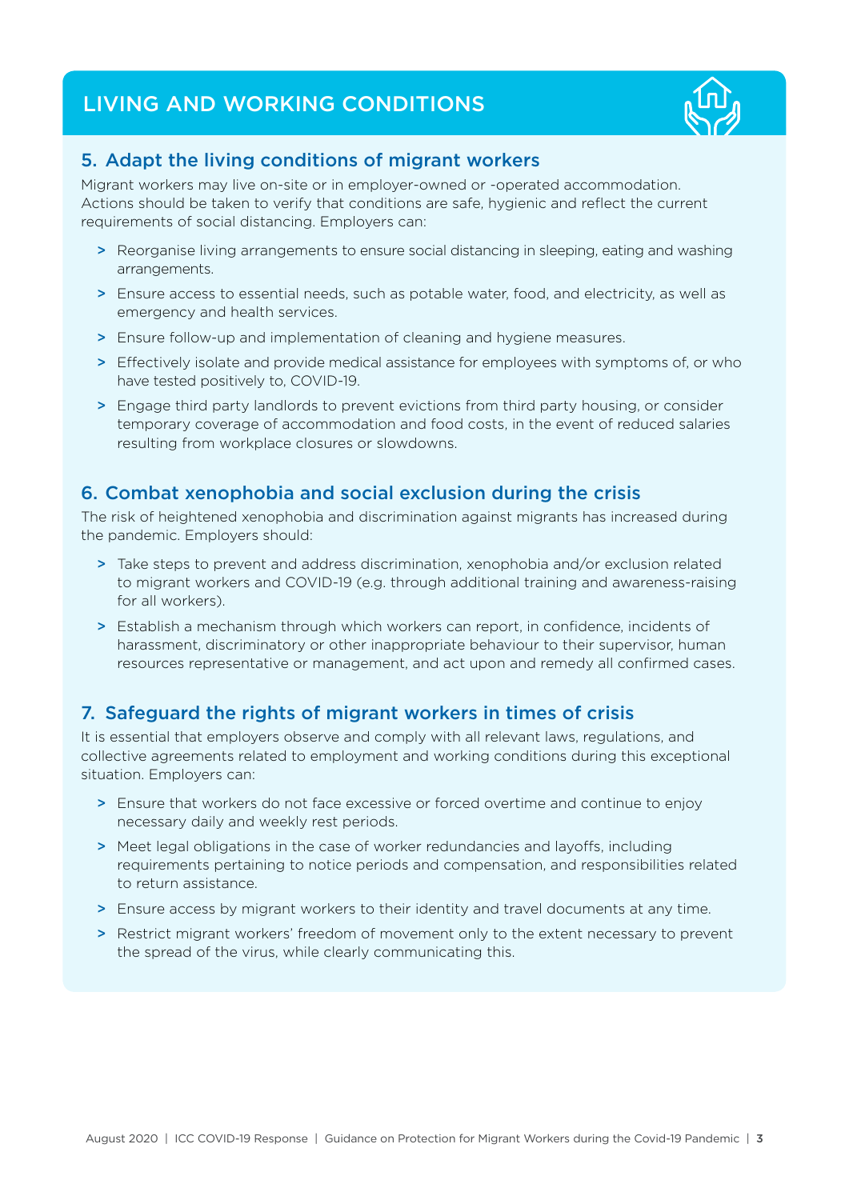# LIVING AND WORKING CONDITIONS

## 5. Adapt the living conditions of migrant workers

Migrant workers may live on-site or in employer-owned or -operated accommodation. Actions should be taken to verify that conditions are safe, hygienic and reflect the current requirements of social distancing. Employers can:

- Reorganise living arrangements to ensure social distancing in sleeping, eating and washing arrangements.
- Ensure access to essential needs, such as potable water, food, and electricity, as well as emergency and health services.
- Ensure follow-up and implementation of cleaning and hygiene measures.
- Effectively isolate and provide medical assistance for employees with symptoms of, or who have tested positively to, COVID-19.
- Engage third party landlords to prevent evictions from third party housing, or consider temporary coverage of accommodation and food costs, in the event of reduced salaries resulting from workplace closures or slowdowns.

## 6. Combat xenophobia and social exclusion during the crisis

The risk of heightened xenophobia and discrimination against migrants has increased during the pandemic. Employers should:

- Take steps to prevent and address discrimination, xenophobia and/or exclusion related to migrant workers and COVID-19 (e.g. through additional training and awareness-raising for all workers).
- Establish a mechanism through which workers can report, in confidence, incidents of harassment, discriminatory or other inappropriate behaviour to their supervisor, human resources representative or management, and act upon and remedy all confirmed cases.

## 7. Safeguard the rights of migrant workers in times of crisis

It is essential that employers observe and comply with all relevant laws, regulations, and collective agreements related to employment and working conditions during this exceptional situation. Employers can:

- Ensure that workers do not face excessive or forced overtime and continue to enjoy necessary daily and weekly rest periods.
- Meet legal obligations in the case of worker redundancies and layoffs, including requirements pertaining to notice periods and compensation, and responsibilities related to return assistance.
- Ensure access by migrant workers to their identity and travel documents at any time.
- Restrict migrant workers' freedom of movement only to the extent necessary to prevent the spread of the virus, while clearly communicating this.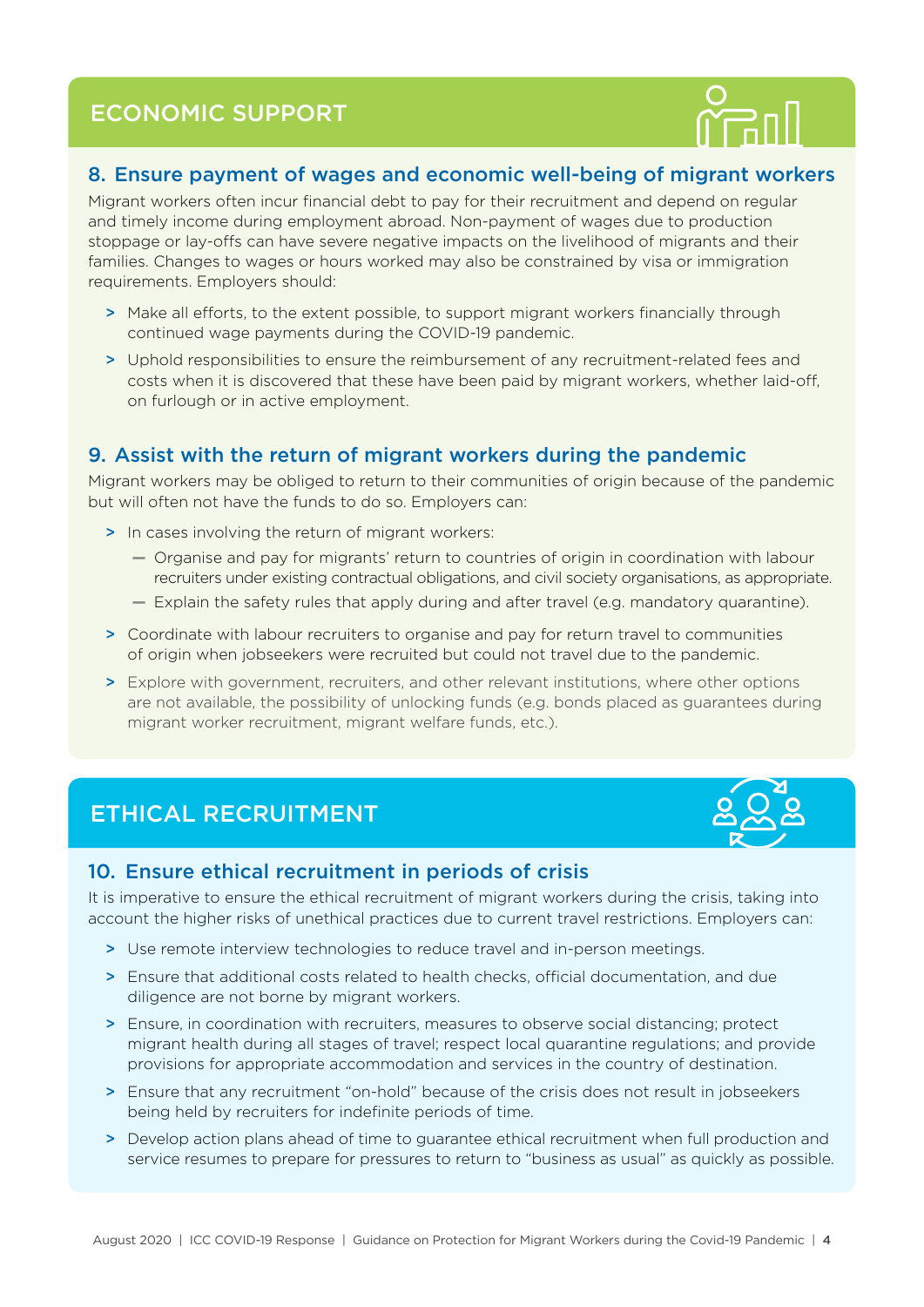## ECONOMIC SUPPORT

### 8. Ensure payment of wages and economic well-being of migrant workers

Migrant workers often incur financial debt to pay for their recruitment and depend on regular and timely income during employment abroad. Non-payment of wages due to production stoppage or lay-offs can have severe negative impacts on the livelihood of migrants and their families. Changes to wages or hours worked may also be constrained by visa or immigration requirements. Employers should:

- Make all efforts, to the extent possible, to support migrant workers financially through continued wage payments during the COVID-19 pandemic.
- Uphold responsibilities to ensure the reimbursement of any recruitment-related fees and costs when it is discovered that these have been paid by migrant workers, whether laid-off, on furlough or in active employment.

### 9. Assist with the return of migrant workers during the pandemic

Migrant workers may be obliged to return to their communities of origin because of the pandemic but will often not have the funds to do so. Employers can:

- In cases involving the return of migrant workers:
  - Organise and pay for migrants' return to countries of origin in coordination with labour recruiters under existing contractual obligations, and civil society organisations, as appropriate.
  - Explain the safety rules that apply during and after travel (e.g. mandatory quarantine).
- Coordinate with labour recruiters to organise and pay for return travel to communities of origin when jobseekers were recruited but could not travel due to the pandemic.
- Explore with government, recruiters, and other relevant institutions, where other options are not available, the possibility of unlocking funds (e.g. bonds placed as guarantees during migrant worker recruitment, migrant welfare funds, etc.).

## ETHICAL RECRUITMENT

### 10. Ensure ethical recruitment in periods of crisis

It is imperative to ensure the ethical recruitment of migrant workers during the crisis, taking into account the higher risks of unethical practices due to current travel restrictions. Employers can:

- Use remote interview technologies to reduce travel and in-person meetings.
- Ensure that additional costs related to health checks, official documentation, and due diligence are not borne by migrant workers.
- Ensure, in coordination with recruiters, measures to observe social distancing; protect migrant health during all stages of travel; respect local quarantine regulations; and provide provisions for appropriate accommodation and services in the country of destination.
- Ensure that any recruitment "on-hold" because of the crisis does not result in jobseekers being held by recruiters for indefinite periods of time.
- Develop action plans ahead of time to guarantee ethical recruitment when full production and service resumes to prepare for pressures to return to "business as usual" as quickly as possible.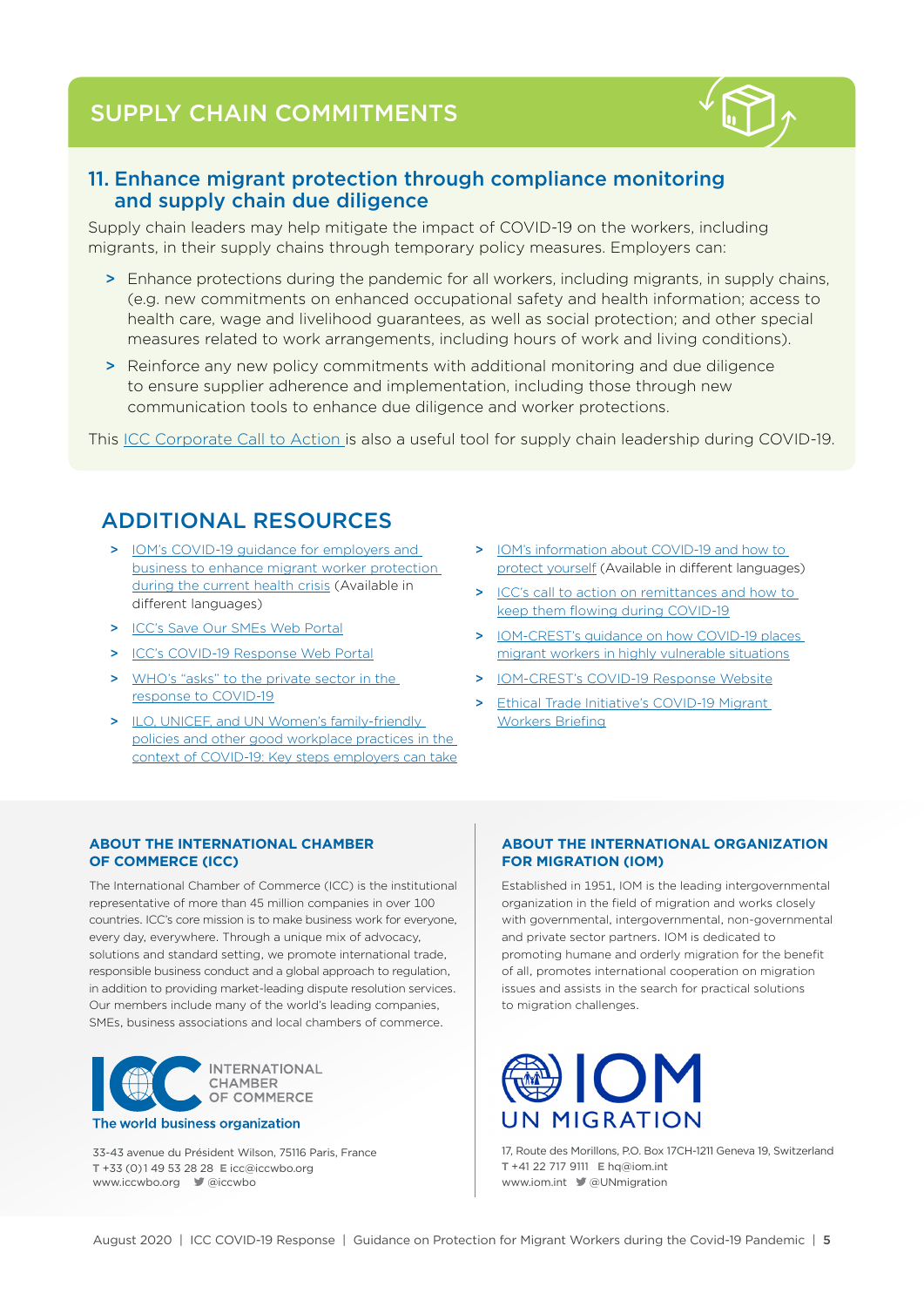## SUPPLY CHAIN COMMITMENTS

### 11. Enhance migrant protection through compliance monitoring and supply chain due diligence

Supply chain leaders may help mitigate the impact of COVID-19 on the workers, including migrants, in their supply chains through temporary policy measures. Employers can:

- Enhance protections during the pandemic for all workers, including migrants, in supply chains, (e.g. new commitments on enhanced occupational safety and health information; access to health care, wage and livelihood guarantees, as well as social protection; and other special measures related to work arrangements, including hours of work and living conditions).
- Reinforce any new policy commitments with additional monitoring and due diligence to ensure supplier adherence and implementation, including those through new communication tools to enhance due diligence and worker protections.

This ICC Corporate Call to Action is also a useful tool for supply chain leadership during COVID-19.

## ADDITIONAL RESOURCES

- IOM's COVID-19 guidance for employers and business to enhance migrant worker protection during the current health crisis (Available in different languages)
- ICC's Save Our SMEs Web Portal
- ICC's COVID-19 Response Web Portal
- WHO's "asks" to the private sector in the response to COVID-19
- ILO, UNICEF, and UN Women's family-friendly policies and other good workplace practices in the context of COVID-19: Key steps employers can take
- IOM's information about COVID-19 and how to protect yourself (Available in different languages)
- ICC's call to action on remittances and how to keep them flowing during COVID-19
- IOM-CREST's guidance on how COVID-19 places migrant workers in highly vulnerable situations
- IOM-CREST's COVID-19 Response Website
- Ethical Trade Initiative's COVID-19 Migrant Workers Briefing

### ABOUT THE INTERNATIONAL CHAMBER OF COMMERCE (ICC)

The International Chamber of Commerce (ICC) is the institutional representative of more than 45 million companies in over 100 countries. ICC's core mission is to make business work for everyone, every day, everywhere. Through a unique mix of advocacy, solutions and standard setting, we promote international trade, responsible business conduct and a global approach to regulation, in addition to providing market-leading dispute resolution services. Our members include many of the world's leading companies, SMEs, business associations and local chambers of commerce.

ICC INTERNATIONAL CHAMBER OF COMMERCE
The world business organization

33-43 avenue du Président Wilson, 75116 Paris, France
T +33 (0)1 49 53 28 28 E icc@iccwbo.org
www.iccwbo.org @iccwbo

### ABOUT THE INTERNATIONAL ORGANIZATION FOR MIGRATION (IOM)

Established in 1951, IOM is the leading intergovernmental organization in the field of migration and works closely with governmental, intergovernmental, non-governmental and private sector partners. IOM is dedicated to promoting humane and orderly migration for the benefit of all, promotes international cooperation on migration issues and assists in the search for practical solutions to migration challenges.

IOM UN MIGRATION

17, Route des Morillons, P.O. Box 17CH-1211 Geneva 19, Switzerland
T +41 22 717 9111 E hq@iom.int
www.iom.int @UNmigration